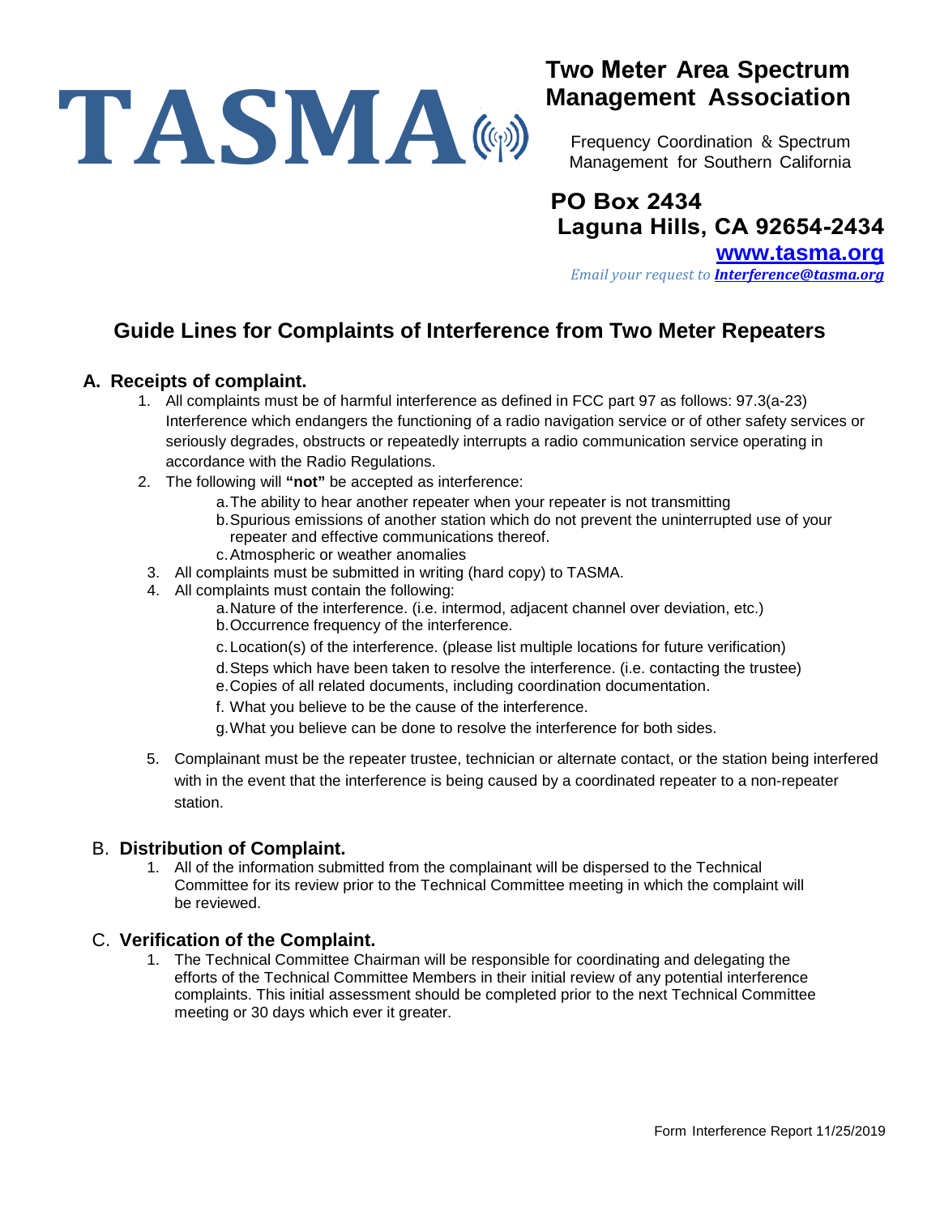# TASMA

## Two Meter Area Spectrum Management Association

Frequency Coordination & Spectrum Management for Southern California

**PO Box 2434**
**Laguna Hills, CA 92654-2434**
**www.tasma.org**
*Email your request to* ***Interference@tasma.org***

## Guide Lines for Complaints of Interference from Two Meter Repeaters

### A. Receipts of complaint.

1. All complaints must be of harmful interference as defined in FCC part 97 as follows: 97.3(a-23) Interference which endangers the functioning of a radio navigation service or of other safety services or seriously degrades, obstructs or repeatedly interrupts a radio communication service operating in accordance with the Radio Regulations.
2. The following will **"not"** be accepted as interference:
   a. The ability to hear another repeater when your repeater is not transmitting
   b. Spurious emissions of another station which do not prevent the uninterrupted use of your repeater and effective communications thereof.
   c. Atmospheric or weather anomalies
3. All complaints must be submitted in writing (hard copy) to TASMA.
4. All complaints must contain the following:
   a. Nature of the interference. (i.e. intermod, adjacent channel over deviation, etc.)
   b. Occurrence frequency of the interference.
   c. Location(s) of the interference. (please list multiple locations for future verification)
   d. Steps which have been taken to resolve the interference. (i.e. contacting the trustee)
   e. Copies of all related documents, including coordination documentation.
   f. What you believe to be the cause of the interference.
   g. What you believe can be done to resolve the interference for both sides.
5. Complainant must be the repeater trustee, technician or alternate contact, or the station being interfered with in the event that the interference is being caused by a coordinated repeater to a non-repeater station.

### B. Distribution of Complaint.

1. All of the information submitted from the complainant will be dispersed to the Technical Committee for its review prior to the Technical Committee meeting in which the complaint will be reviewed.

### C. Verification of the Complaint.

1. The Technical Committee Chairman will be responsible for coordinating and delegating the efforts of the Technical Committee Members in their initial review of any potential interference complaints. This initial assessment should be completed prior to the next Technical Committee meeting or 30 days which ever it greater.

Form Interference Report 11/25/2019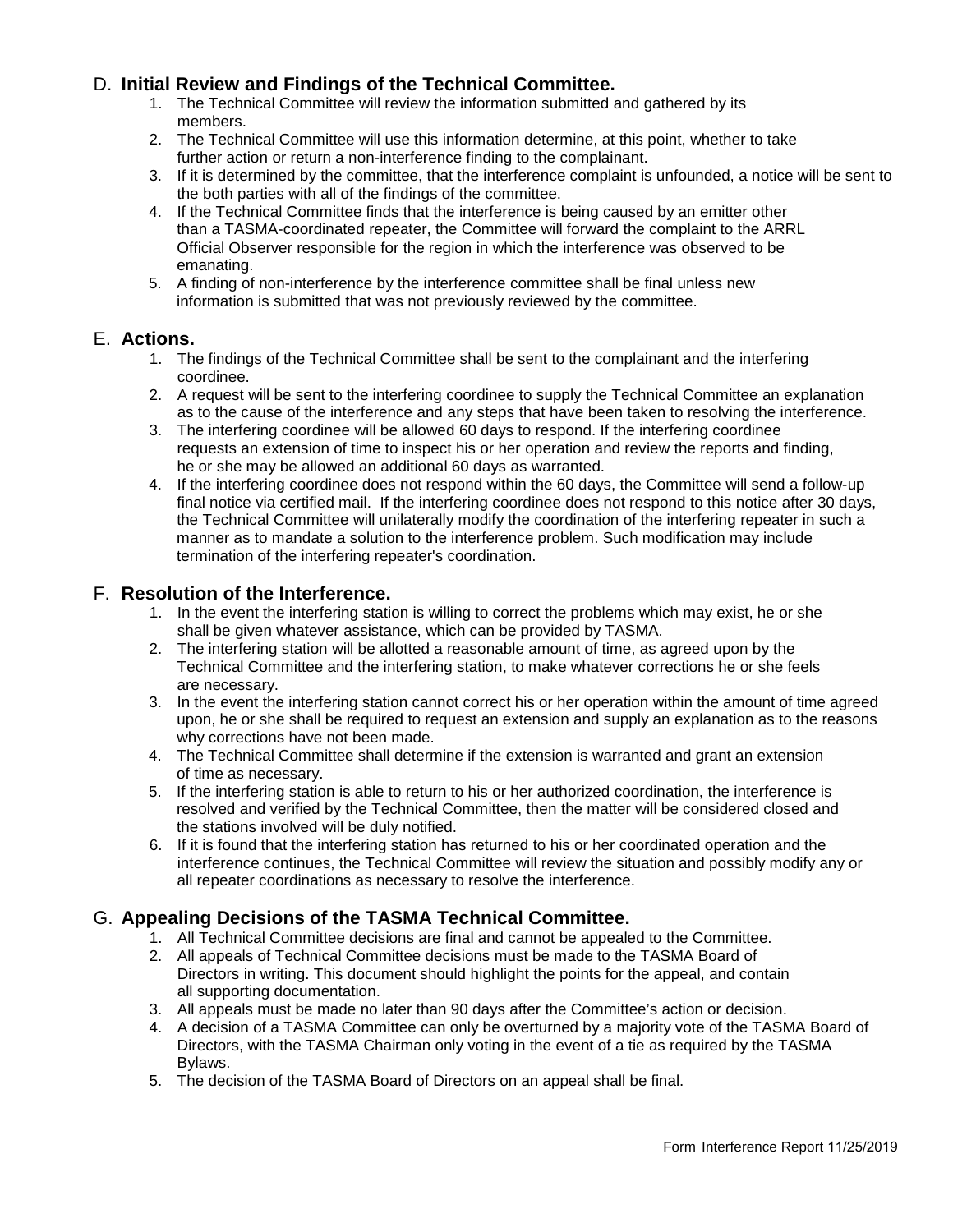## D. **Initial Review and Findings of the Technical Committee.**

1. The Technical Committee will review the information submitted and gathered by its members.
2. The Technical Committee will use this information determine, at this point, whether to take further action or return a non-interference finding to the complainant.
3. If it is determined by the committee, that the interference complaint is unfounded, a notice will be sent to the both parties with all of the findings of the committee.
4. If the Technical Committee finds that the interference is being caused by an emitter other than a TASMA-coordinated repeater, the Committee will forward the complaint to the ARRL Official Observer responsible for the region in which the interference was observed to be emanating.
5. A finding of non-interference by the interference committee shall be final unless new information is submitted that was not previously reviewed by the committee.

## E. **Actions.**

1. The findings of the Technical Committee shall be sent to the complainant and the interfering coordinee.
2. A request will be sent to the interfering coordinee to supply the Technical Committee an explanation as to the cause of the interference and any steps that have been taken to resolving the interference.
3. The interfering coordinee will be allowed 60 days to respond. If the interfering coordinee requests an extension of time to inspect his or her operation and review the reports and finding, he or she may be allowed an additional 60 days as warranted.
4. If the interfering coordinee does not respond within the 60 days, the Committee will send a follow-up final notice via certified mail. If the interfering coordinee does not respond to this notice after 30 days, the Technical Committee will unilaterally modify the coordination of the interfering repeater in such a manner as to mandate a solution to the interference problem. Such modification may include termination of the interfering repeater's coordination.

## F. **Resolution of the Interference.**

1. In the event the interfering station is willing to correct the problems which may exist, he or she shall be given whatever assistance, which can be provided by TASMA.
2. The interfering station will be allotted a reasonable amount of time, as agreed upon by the Technical Committee and the interfering station, to make whatever corrections he or she feels are necessary.
3. In the event the interfering station cannot correct his or her operation within the amount of time agreed upon, he or she shall be required to request an extension and supply an explanation as to the reasons why corrections have not been made.
4. The Technical Committee shall determine if the extension is warranted and grant an extension of time as necessary.
5. If the interfering station is able to return to his or her authorized coordination, the interference is resolved and verified by the Technical Committee, then the matter will be considered closed and the stations involved will be duly notified.
6. If it is found that the interfering station has returned to his or her coordinated operation and the interference continues, the Technical Committee will review the situation and possibly modify any or all repeater coordinations as necessary to resolve the interference.

## G. **Appealing Decisions of the TASMA Technical Committee.**

1. All Technical Committee decisions are final and cannot be appealed to the Committee.
2. All appeals of Technical Committee decisions must be made to the TASMA Board of Directors in writing. This document should highlight the points for the appeal, and contain all supporting documentation.
3. All appeals must be made no later than 90 days after the Committee's action or decision.
4. A decision of a TASMA Committee can only be overturned by a majority vote of the TASMA Board of Directors, with the TASMA Chairman only voting in the event of a tie as required by the TASMA Bylaws.
5. The decision of the TASMA Board of Directors on an appeal shall be final.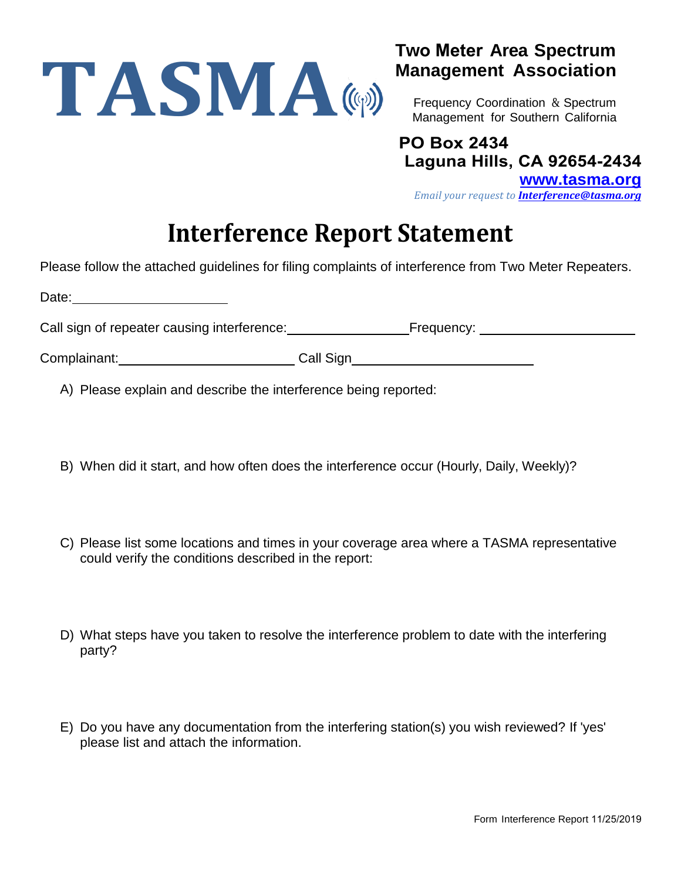# TASMA

**Two Meter Area Spectrum Management Association**

Frequency Coordination & Spectrum Management for Southern California

**PO Box 2434**
**Laguna Hills, CA 92654-2434**
**www.tasma.org**
*Email your request to* ***Interference@tasma.org***

# Interference Report Statement

Please follow the attached guidelines for filing complaints of interference from Two Meter Repeaters.

Date: ______________________

Call sign of repeater causing interference: ________________ Frequency: ____________________

Complainant: ________________________ Call Sign ________________________

A) Please explain and describe the interference being reported:

B) When did it start, and how often does the interference occur (Hourly, Daily, Weekly)?

C) Please list some locations and times in your coverage area where a TASMA representative could verify the conditions described in the report:

D) What steps have you taken to resolve the interference problem to date with the interfering party?

E) Do you have any documentation from the interfering station(s) you wish reviewed? If 'yes' please list and attach the information.

Form Interference Report 11/25/2019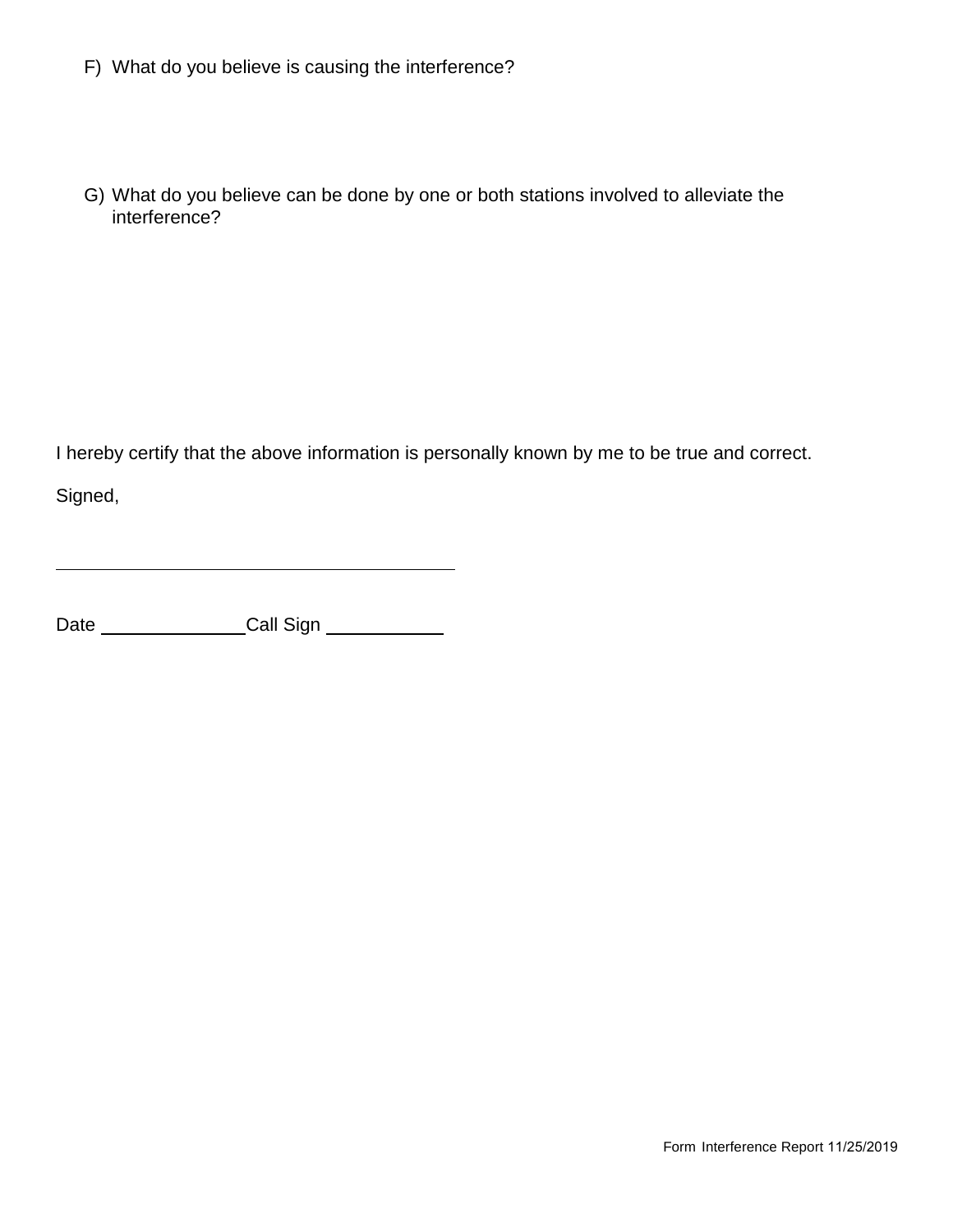F) What do you believe is causing the interference?

G) What do you believe can be done by one or both stations involved to alleviate the interference?

I hereby certify that the above information is personally known by me to be true and correct.

Signed,

\_\_\_\_\_\_\_\_\_\_\_\_\_\_\_\_\_\_\_\_\_\_\_\_\_\_\_\_\_\_\_\_\_\_\_\_\_\_\_\_

Date \_\_\_\_\_\_\_\_\_\_\_\_\_\_ Call Sign \_\_\_\_\_\_\_\_\_\_\_

Form Interference Report 11/25/2019